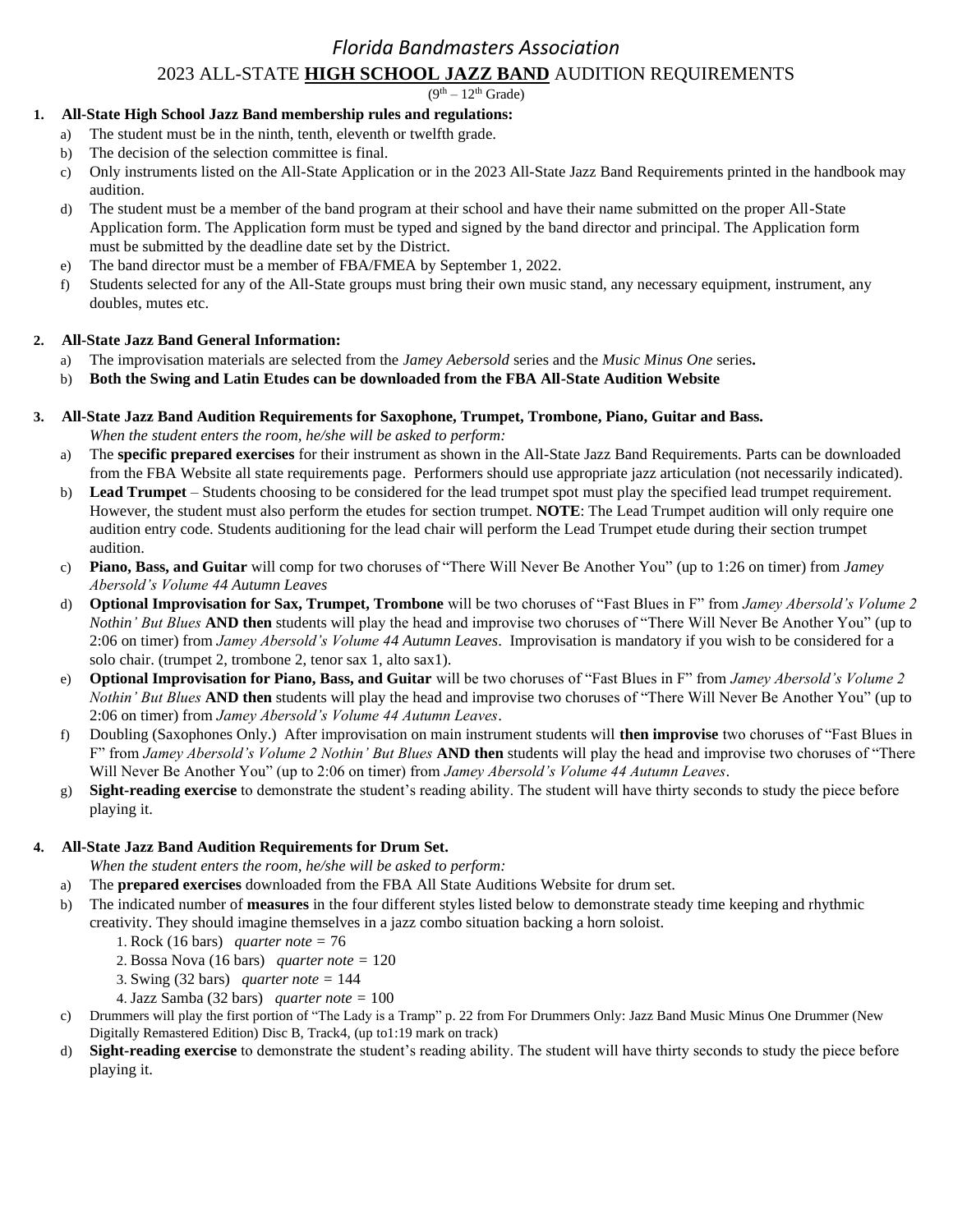# *Florida Bandmasters Association*

## 2023 ALL-STATE **HIGH SCHOOL JAZZ BAND** AUDITION REQUIREMENTS

(9th – 12th Grade)

1. **All-State High School Jazz Band membership rules and regulations:**
   a) The student must be in the ninth, tenth, eleventh or twelfth grade.
   b) The decision of the selection committee is final.
   c) Only instruments listed on the All-State Application or in the 2023 All-State Jazz Band Requirements printed in the handbook may audition.
   d) The student must be a member of the band program at their school and have their name submitted on the proper All-State Application form. The Application form must be typed and signed by the band director and principal. The Application form must be submitted by the deadline date set by the District.
   e) The band director must be a member of FBA/FMEA by September 1, 2022.
   f) Students selected for any of the All-State groups must bring their own music stand, any necessary equipment, instrument, any doubles, mutes etc.

2. **All-State Jazz Band General Information:**
   a) The improvisation materials are selected from the *Jamey Aebersold* series and the *Music Minus One* series**.**
   b) **Both the Swing and Latin Etudes can be downloaded from the FBA All-State Audition Website**

3. **All-State Jazz Band Audition Requirements for Saxophone, Trumpet, Trombone, Piano, Guitar and Bass.**
   *When the student enters the room, he/she will be asked to perform:*
   a) The **specific prepared exercises** for their instrument as shown in the All-State Jazz Band Requirements. Parts can be downloaded from the FBA Website all state requirements page. Performers should use appropriate jazz articulation (not necessarily indicated).
   b) **Lead Trumpet** – Students choosing to be considered for the lead trumpet spot must play the specified lead trumpet requirement. However, the student must also perform the etudes for section trumpet. **NOTE**: The Lead Trumpet audition will only require one audition entry code. Students auditioning for the lead chair will perform the Lead Trumpet etude during their section trumpet audition.
   c) **Piano, Bass, and Guitar** will comp for two choruses of "There Will Never Be Another You" (up to 1:26 on timer) from *Jamey Abersold's Volume 44 Autumn Leaves*
   d) **Optional Improvisation for Sax, Trumpet, Trombone** will be two choruses of "Fast Blues in F" from *Jamey Abersold's Volume 2 Nothin' But Blues* **AND then** students will play the head and improvise two choruses of "There Will Never Be Another You" (up to 2:06 on timer) from *Jamey Abersold's Volume 44 Autumn Leaves*. Improvisation is mandatory if you wish to be considered for a solo chair. (trumpet 2, trombone 2, tenor sax 1, alto sax1).
   e) **Optional Improvisation for Piano, Bass, and Guitar** will be two choruses of "Fast Blues in F" from *Jamey Abersold's Volume 2 Nothin' But Blues* **AND then** students will play the head and improvise two choruses of "There Will Never Be Another You" (up to 2:06 on timer) from *Jamey Abersold's Volume 44 Autumn Leaves*.
   f) Doubling (Saxophones Only.) After improvisation on main instrument students will **then improvise** two choruses of "Fast Blues in F" from *Jamey Abersold's Volume 2 Nothin' But Blues* **AND then** students will play the head and improvise two choruses of "There Will Never Be Another You" (up to 2:06 on timer) from *Jamey Abersold's Volume 44 Autumn Leaves*.
   g) **Sight-reading exercise** to demonstrate the student's reading ability. The student will have thirty seconds to study the piece before playing it.

4. **All-State Jazz Band Audition Requirements for Drum Set.**
   *When the student enters the room, he/she will be asked to perform:*
   a) The **prepared exercises** downloaded from the FBA All State Auditions Website for drum set.
   b) The indicated number of **measures** in the four different styles listed below to demonstrate steady time keeping and rhythmic creativity. They should imagine themselves in a jazz combo situation backing a horn soloist.
      1. Rock (16 bars) *quarter note =* 76
      2. Bossa Nova (16 bars) *quarter note =* 120
      3. Swing (32 bars) *quarter note =* 144
      4. Jazz Samba (32 bars) *quarter note =* 100
   c) Drummers will play the first portion of "The Lady is a Tramp" p. 22 from For Drummers Only: Jazz Band Music Minus One Drummer (New Digitally Remastered Edition) Disc B, Track4, (up to1:19 mark on track)
   d) **Sight-reading exercise** to demonstrate the student's reading ability. The student will have thirty seconds to study the piece before playing it.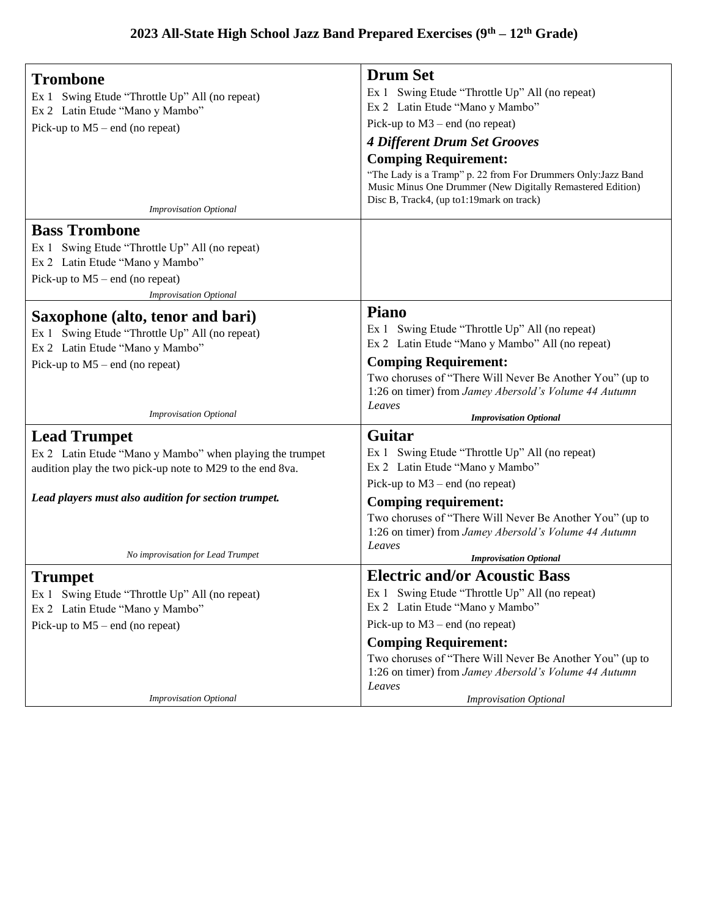# 2023 All-State High School Jazz Band Prepared Exercises (9th – 12th Grade)

| | |
|---|---|
| **Trombone**<br>Ex 1 Swing Etude "Throttle Up" All (no repeat)<br>Ex 2 Latin Etude "Mano y Mambo"<br>Pick-up to M5 – end (no repeat)<br>*Improvisation Optional* | **Drum Set**<br>Ex 1 Swing Etude "Throttle Up" All (no repeat)<br>Ex 2 Latin Etude "Mano y Mambo"<br>Pick-up to M3 – end (no repeat)<br>***4 Different Drum Set Grooves***<br>**Comping Requirement:**<br>"The Lady is a Tramp" p. 22 from For Drummers Only:Jazz Band Music Minus One Drummer (New Digitally Remastered Edition) Disc B, Track4, (up to1:19mark on track) |
| **Bass Trombone**<br>Ex 1 Swing Etude "Throttle Up" All (no repeat)<br>Ex 2 Latin Etude "Mano y Mambo"<br>Pick-up to M5 – end (no repeat)<br>*Improvisation Optional* | |
| **Saxophone (alto, tenor and bari)**<br>Ex 1 Swing Etude "Throttle Up" All (no repeat)<br>Ex 2 Latin Etude "Mano y Mambo"<br>Pick-up to M5 – end (no repeat)<br>*Improvisation Optional* | **Piano**<br>Ex 1 Swing Etude "Throttle Up" All (no repeat)<br>Ex 2 Latin Etude "Mano y Mambo" All (no repeat)<br>**Comping Requirement:**<br>Two choruses of "There Will Never Be Another You" (up to 1:26 on timer) from *Jamey Abersold's Volume 44 Autumn Leaves*<br>***Improvisation Optional*** |
| **Lead Trumpet**<br>Ex 2 Latin Etude "Mano y Mambo" when playing the trumpet audition play the two pick-up note to M29 to the end 8va.<br>***Lead players must also audition for section trumpet.***<br>*No improvisation for Lead Trumpet* | **Guitar**<br>Ex 1 Swing Etude "Throttle Up" All (no repeat)<br>Ex 2 Latin Etude "Mano y Mambo"<br>Pick-up to M3 – end (no repeat)<br>**Comping requirement:**<br>Two choruses of "There Will Never Be Another You" (up to 1:26 on timer) from *Jamey Abersold's Volume 44 Autumn Leaves*<br>***Improvisation Optional*** |
| **Trumpet**<br>Ex 1 Swing Etude "Throttle Up" All (no repeat)<br>Ex 2 Latin Etude "Mano y Mambo"<br>Pick-up to M5 – end (no repeat)<br>*Improvisation Optional* | **Electric and/or Acoustic Bass**<br>Ex 1 Swing Etude "Throttle Up" All (no repeat)<br>Ex 2 Latin Etude "Mano y Mambo"<br>Pick-up to M3 – end (no repeat)<br>**Comping Requirement:**<br>Two choruses of "There Will Never Be Another You" (up to 1:26 on timer) from *Jamey Abersold's Volume 44 Autumn Leaves*<br>*Improvisation Optional* |